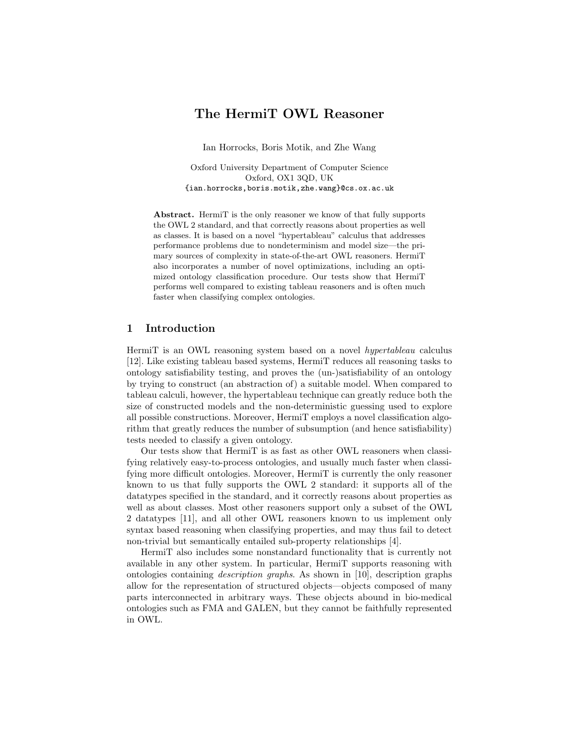# The HermiT OWL Reasoner

Ian Horrocks, Boris Motik, and Zhe Wang

Oxford University Department of Computer Science
Oxford, OX1 3QD, UK
{ian.horrocks,boris.motik,zhe.wang}@cs.ox.ac.uk

**Abstract.** HermiT is the only reasoner we know of that fully supports the OWL 2 standard, and that correctly reasons about properties as well as classes. It is based on a novel "hypertableau" calculus that addresses performance problems due to nondeterminism and model size—the primary sources of complexity in state-of-the-art OWL reasoners. HermiT also incorporates a number of novel optimizations, including an optimized ontology classification procedure. Our tests show that HermiT performs well compared to existing tableau reasoners and is often much faster when classifying complex ontologies.

## 1 Introduction

HermiT is an OWL reasoning system based on a novel *hypertableau* calculus [12]. Like existing tableau based systems, HermiT reduces all reasoning tasks to ontology satisfiability testing, and proves the (un-)satisfiability of an ontology by trying to construct (an abstraction of) a suitable model. When compared to tableau calculi, however, the hypertableau technique can greatly reduce both the size of constructed models and the non-deterministic guessing used to explore all possible constructions. Moreover, HermiT employs a novel classification algorithm that greatly reduces the number of subsumption (and hence satisfiability) tests needed to classify a given ontology.

Our tests show that HermiT is as fast as other OWL reasoners when classifying relatively easy-to-process ontologies, and usually much faster when classifying more difficult ontologies. Moreover, HermiT is currently the only reasoner known to us that fully supports the OWL 2 standard: it supports all of the datatypes specified in the standard, and it correctly reasons about properties as well as about classes. Most other reasoners support only a subset of the OWL 2 datatypes [11], and all other OWL reasoners known to us implement only syntax based reasoning when classifying properties, and may thus fail to detect non-trivial but semantically entailed sub-property relationships [4].

HermiT also includes some nonstandard functionality that is currently not available in any other system. In particular, HermiT supports reasoning with ontologies containing *description graphs*. As shown in [10], description graphs allow for the representation of structured objects—objects composed of many parts interconnected in arbitrary ways. These objects abound in bio-medical ontologies such as FMA and GALEN, but they cannot be faithfully represented in OWL.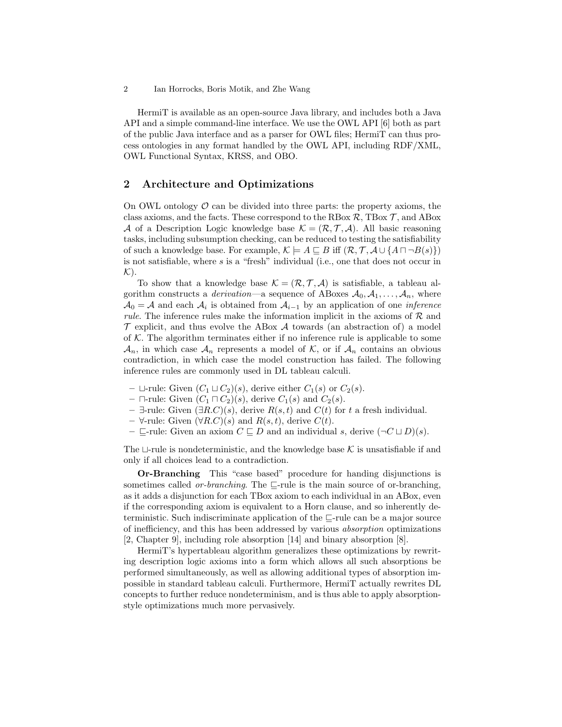HermiT is available as an open-source Java library, and includes both a Java API and a simple command-line interface. We use the OWL API [6] both as part of the public Java interface and as a parser for OWL files; HermiT can thus process ontologies in any format handled by the OWL API, including RDF/XML, OWL Functional Syntax, KRSS, and OBO.

## 2 Architecture and Optimizations

On OWL ontology $\mathcal{O}$ can be divided into three parts: the property axioms, the class axioms, and the facts. These correspond to the RBox $\mathcal{R}$, TBox $\mathcal{T}$, and ABox $\mathcal{A}$ of a Description Logic knowledge base $\mathcal{K} = (\mathcal{R}, \mathcal{T}, \mathcal{A})$. All basic reasoning tasks, including subsumption checking, can be reduced to testing the satisfiability of such a knowledge base. For example, $\mathcal{K} \models A \sqsubseteq B$ iff $(\mathcal{R}, \mathcal{T}, \mathcal{A} \cup \{A \sqcap \neg B(s)\})$ is not satisfiable, where $s$ is a "fresh" individual (i.e., one that does not occur in $\mathcal{K}$).

To show that a knowledge base $\mathcal{K} = (\mathcal{R}, \mathcal{T}, \mathcal{A})$ is satisfiable, a tableau algorithm constructs a *derivation*—a sequence of ABoxes $\mathcal{A}_0, \mathcal{A}_1, \ldots, \mathcal{A}_n$, where $\mathcal{A}_0 = \mathcal{A}$ and each $\mathcal{A}_i$ is obtained from $\mathcal{A}_{i-1}$ by an application of one *inference rule*. The inference rules make the information implicit in the axioms of $\mathcal{R}$ and $\mathcal{T}$ explicit, and thus evolve the ABox $\mathcal{A}$ towards (an abstraction of) a model of $\mathcal{K}$. The algorithm terminates either if no inference rule is applicable to some $\mathcal{A}_n$, in which case $\mathcal{A}_n$ represents a model of $\mathcal{K}$, or if $\mathcal{A}_n$ contains an obvious contradiction, in which case the model construction has failed. The following inference rules are commonly used in DL tableau calculi.

- $\sqcup$-rule: Given $(C_1 \sqcup C_2)(s)$, derive either $C_1(s)$ or $C_2(s)$.
- $\sqcap$-rule: Given $(C_1 \sqcap C_2)(s)$, derive $C_1(s)$ and $C_2(s)$.
- $\exists$-rule: Given $(\exists R.C)(s)$, derive $R(s,t)$ and $C(t)$ for $t$ a fresh individual.
- $\forall$-rule: Given $(\forall R.C)(s)$ and $R(s,t)$, derive $C(t)$.
- $\sqsubseteq$-rule: Given an axiom $C \sqsubseteq D$ and an individual $s$, derive $(\neg C \sqcup D)(s)$.

The $\sqcup$-rule is nondeterministic, and the knowledge base $\mathcal{K}$ is unsatisfiable if and only if all choices lead to a contradiction.

**Or-Branching** This "case based" procedure for handing disjunctions is sometimes called *or-branching*. The $\sqsubseteq$-rule is the main source of or-branching, as it adds a disjunction for each TBox axiom to each individual in an ABox, even if the corresponding axiom is equivalent to a Horn clause, and so inherently deterministic. Such indiscriminate application of the $\sqsubseteq$-rule can be a major source of inefficiency, and this has been addressed by various *absorption* optimizations [2, Chapter 9], including role absorption [14] and binary absorption [8].

HermiT's hypertableau algorithm generalizes these optimizations by rewriting description logic axioms into a form which allows all such absorptions be performed simultaneously, as well as allowing additional types of absorption impossible in standard tableau calculi. Furthermore, HermiT actually rewrites DL concepts to further reduce nondeterminism, and is thus able to apply absorption-style optimizations much more pervasively.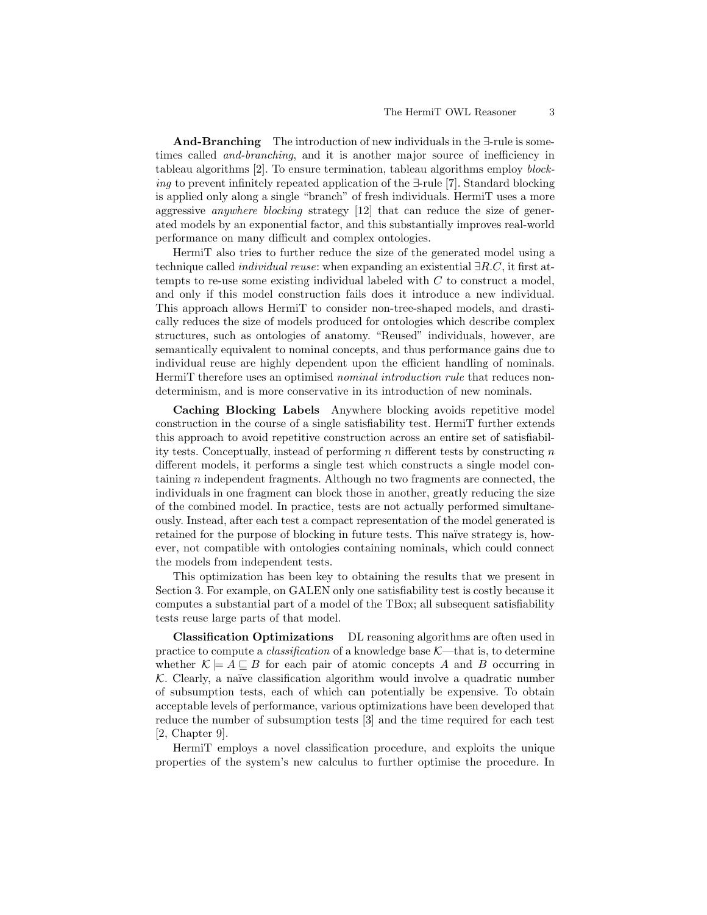**And-Branching** The introduction of new individuals in the $\exists$-rule is sometimes called *and-branching*, and it is another major source of inefficiency in tableau algorithms [2]. To ensure termination, tableau algorithms employ *blocking* to prevent infinitely repeated application of the $\exists$-rule [7]. Standard blocking is applied only along a single "branch" of fresh individuals. HermiT uses a more aggressive *anywhere blocking* strategy [12] that can reduce the size of generated models by an exponential factor, and this substantially improves real-world performance on many difficult and complex ontologies.

HermiT also tries to further reduce the size of the generated model using a technique called *individual reuse*: when expanding an existential $\exists R.C$, it first attempts to re-use some existing individual labeled with $C$ to construct a model, and only if this model construction fails does it introduce a new individual. This approach allows HermiT to consider non-tree-shaped models, and drastically reduces the size of models produced for ontologies which describe complex structures, such as ontologies of anatomy. "Reused" individuals, however, are semantically equivalent to nominal concepts, and thus performance gains due to individual reuse are highly dependent upon the efficient handling of nominals. HermiT therefore uses an optimised *nominal introduction rule* that reduces nondeterminism, and is more conservative in its introduction of new nominals.

**Caching Blocking Labels** Anywhere blocking avoids repetitive model construction in the course of a single satisfiability test. HermiT further extends this approach to avoid repetitive construction across an entire set of satisfiability tests. Conceptually, instead of performing $n$ different tests by constructing $n$ different models, it performs a single test which constructs a single model containing $n$ independent fragments. Although no two fragments are connected, the individuals in one fragment can block those in another, greatly reducing the size of the combined model. In practice, tests are not actually performed simultaneously. Instead, after each test a compact representation of the model generated is retained for the purpose of blocking in future tests. This naïve strategy is, however, not compatible with ontologies containing nominals, which could connect the models from independent tests.

This optimization has been key to obtaining the results that we present in Section 3. For example, on GALEN only one satisfiability test is costly because it computes a substantial part of a model of the TBox; all subsequent satisfiability tests reuse large parts of that model.

**Classification Optimizations** DL reasoning algorithms are often used in practice to compute a *classification* of a knowledge base $\mathcal{K}$—that is, to determine whether $\mathcal{K} \models A \sqsubseteq B$ for each pair of atomic concepts $A$ and $B$ occurring in $\mathcal{K}$. Clearly, a naïve classification algorithm would involve a quadratic number of subsumption tests, each of which can potentially be expensive. To obtain acceptable levels of performance, various optimizations have been developed that reduce the number of subsumption tests [3] and the time required for each test [2, Chapter 9].

HermiT employs a novel classification procedure, and exploits the unique properties of the system's new calculus to further optimise the procedure. In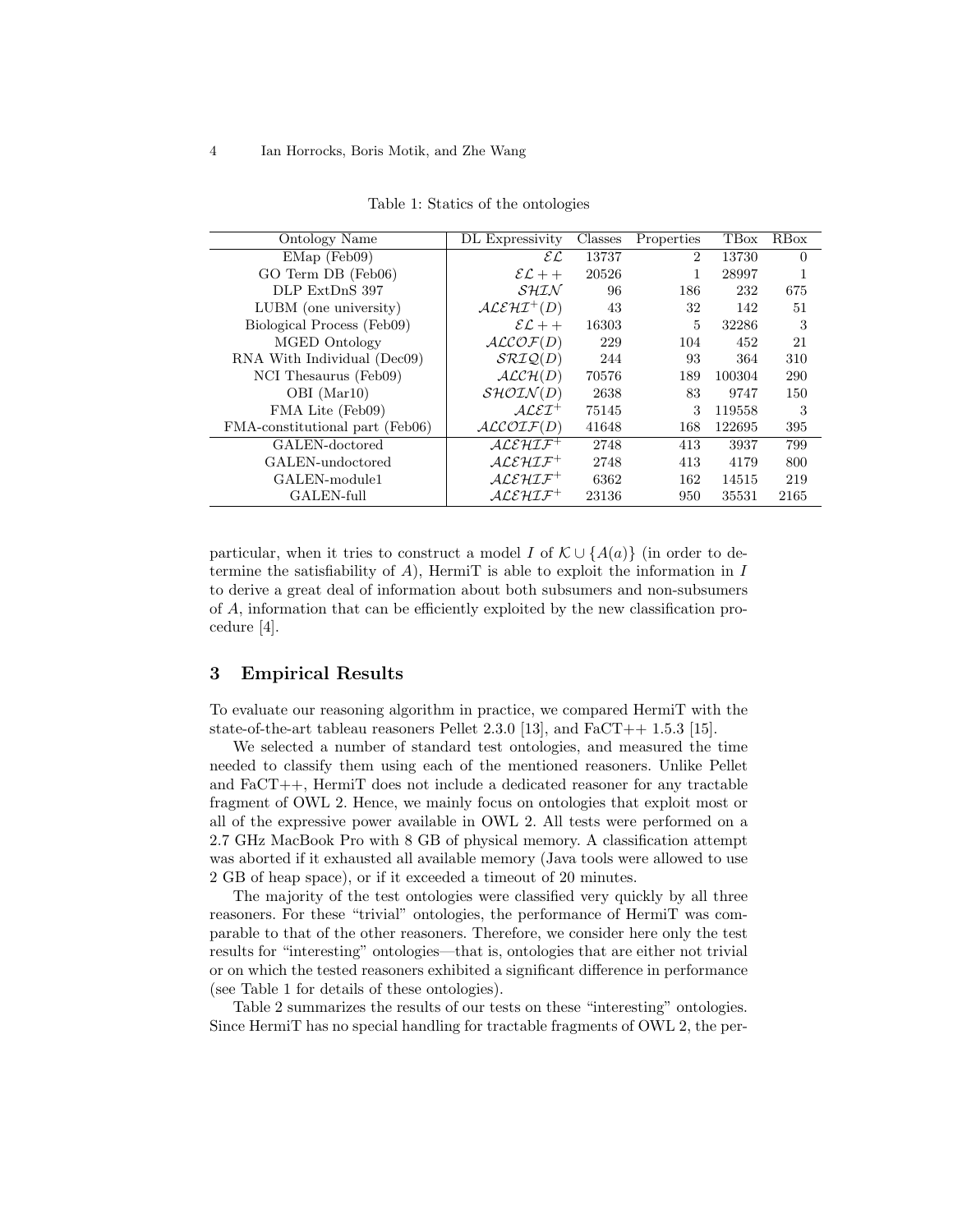Table 1: Statics of the ontologies

| Ontology Name | DL Expressivity | Classes | Properties | TBox | RBox |
|---|---|---|---|---|---|
| EMap (Feb09) | $\mathcal{EL}$ | 13737 | 2 | 13730 | 0 |
| GO Term DB (Feb06) | $\mathcal{EL}++$ | 20526 | 1 | 28997 | 1 |
| DLP ExtDnS 397 | $\mathcal{SHIN}$ | 96 | 186 | 232 | 675 |
| LUBM (one university) | $\mathcal{ALEHI}^+(D)$ | 43 | 32 | 142 | 51 |
| Biological Process (Feb09) | $\mathcal{EL}++$ | 16303 | 5 | 32286 | 3 |
| MGED Ontology | $\mathcal{ALCOF}(D)$ | 229 | 104 | 452 | 21 |
| RNA With Individual (Dec09) | $\mathcal{SRIQ}(D)$ | 244 | 93 | 364 | 310 |
| NCI Thesaurus (Feb09) | $\mathcal{ALCH}(D)$ | 70576 | 189 | 100304 | 290 |
| OBI (Mar10) | $\mathcal{SHOIN}(D)$ | 2638 | 83 | 9747 | 150 |
| FMA Lite (Feb09) | $\mathcal{ALEI}^+$ | 75145 | 3 | 119558 | 3 |
| FMA-constitutional part (Feb06) | $\mathcal{ALCOIF}(D)$ | 41648 | 168 | 122695 | 395 |
| GALEN-doctored | $\mathcal{ALEHIF}^+$ | 2748 | 413 | 3937 | 799 |
| GALEN-undoctored | $\mathcal{ALEHIF}^+$ | 2748 | 413 | 4179 | 800 |
| GALEN-module1 | $\mathcal{ALEHIF}^+$ | 6362 | 162 | 14515 | 219 |
| GALEN-full | $\mathcal{ALEHIF}^+$ | 23136 | 950 | 35531 | 2165 |

particular, when it tries to construct a model $I$ of $\mathcal{K} \cup \{A(a)\}$ (in order to determine the satisfiability of $A$), HermiT is able to exploit the information in $I$ to derive a great deal of information about both subsumers and non-subsumers of $A$, information that can be efficiently exploited by the new classification procedure [4].

## 3 Empirical Results

To evaluate our reasoning algorithm in practice, we compared HermiT with the state-of-the-art tableau reasoners Pellet 2.3.0 [13], and FaCT++ 1.5.3 [15].

We selected a number of standard test ontologies, and measured the time needed to classify them using each of the mentioned reasoners. Unlike Pellet and FaCT++, HermiT does not include a dedicated reasoner for any tractable fragment of OWL 2. Hence, we mainly focus on ontologies that exploit most or all of the expressive power available in OWL 2. All tests were performed on a 2.7 GHz MacBook Pro with 8 GB of physical memory. A classification attempt was aborted if it exhausted all available memory (Java tools were allowed to use 2 GB of heap space), or if it exceeded a timeout of 20 minutes.

The majority of the test ontologies were classified very quickly by all three reasoners. For these "trivial" ontologies, the performance of HermiT was comparable to that of the other reasoners. Therefore, we consider here only the test results for "interesting" ontologies—that is, ontologies that are either not trivial or on which the tested reasoners exhibited a significant difference in performance (see Table 1 for details of these ontologies).

Table 2 summarizes the results of our tests on these "interesting" ontologies. Since HermiT has no special handling for tractable fragments of OWL 2, the per-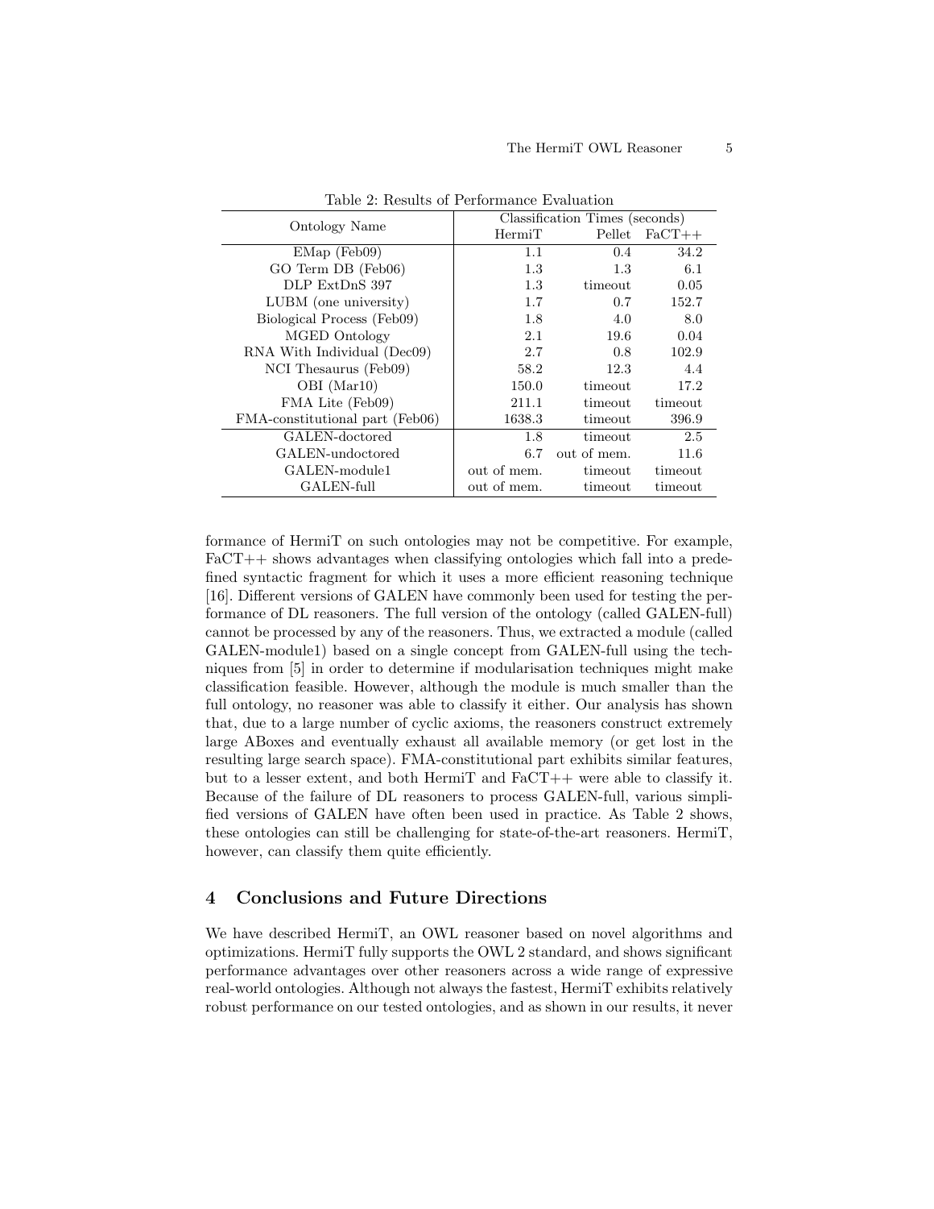Table 2: Results of Performance Evaluation

| Ontology Name | Classification Times (seconds) | | |
|---|---|---|---|
| | HermiT | Pellet | FaCT++ |
| EMap (Feb09) | 1.1 | 0.4 | 34.2 |
| GO Term DB (Feb06) | 1.3 | 1.3 | 6.1 |
| DLP ExtDnS 397 | 1.3 | timeout | 0.05 |
| LUBM (one university) | 1.7 | 0.7 | 152.7 |
| Biological Process (Feb09) | 1.8 | 4.0 | 8.0 |
| MGED Ontology | 2.1 | 19.6 | 0.04 |
| RNA With Individual (Dec09) | 2.7 | 0.8 | 102.9 |
| NCI Thesaurus (Feb09) | 58.2 | 12.3 | 4.4 |
| OBI (Mar10) | 150.0 | timeout | 17.2 |
| FMA Lite (Feb09) | 211.1 | timeout | timeout |
| FMA-constitutional part (Feb06) | 1638.3 | timeout | 396.9 |
| GALEN-doctored | 1.8 | timeout | 2.5 |
| GALEN-undoctored | 6.7 | out of mem. | 11.6 |
| GALEN-module1 | out of mem. | timeout | timeout |
| GALEN-full | out of mem. | timeout | timeout |

formance of HermiT on such ontologies may not be competitive. For example, FaCT++ shows advantages when classifying ontologies which fall into a predefined syntactic fragment for which it uses a more efficient reasoning technique [16]. Different versions of GALEN have commonly been used for testing the performance of DL reasoners. The full version of the ontology (called GALEN-full) cannot be processed by any of the reasoners. Thus, we extracted a module (called GALEN-module1) based on a single concept from GALEN-full using the techniques from [5] in order to determine if modularisation techniques might make classification feasible. However, although the module is much smaller than the full ontology, no reasoner was able to classify it either. Our analysis has shown that, due to a large number of cyclic axioms, the reasoners construct extremely large ABoxes and eventually exhaust all available memory (or get lost in the resulting large search space). FMA-constitutional part exhibits similar features, but to a lesser extent, and both HermiT and FaCT++ were able to classify it. Because of the failure of DL reasoners to process GALEN-full, various simplified versions of GALEN have often been used in practice. As Table 2 shows, these ontologies can still be challenging for state-of-the-art reasoners. HermiT, however, can classify them quite efficiently.

## 4 Conclusions and Future Directions

We have described HermiT, an OWL reasoner based on novel algorithms and optimizations. HermiT fully supports the OWL 2 standard, and shows significant performance advantages over other reasoners across a wide range of expressive real-world ontologies. Although not always the fastest, HermiT exhibits relatively robust performance on our tested ontologies, and as shown in our results, it never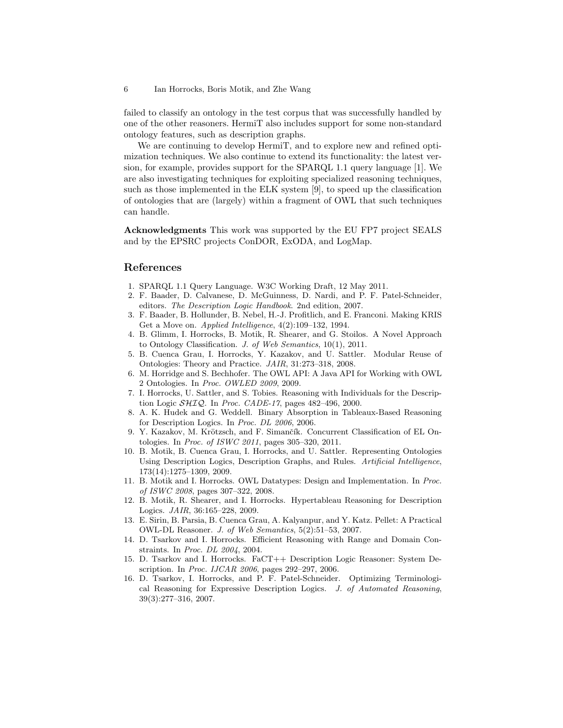failed to classify an ontology in the test corpus that was successfully handled by one of the other reasoners. HermiT also includes support for some non-standard ontology features, such as description graphs.

We are continuing to develop HermiT, and to explore new and refined optimization techniques. We also continue to extend its functionality: the latest version, for example, provides support for the SPARQL 1.1 query language [1]. We are also investigating techniques for exploiting specialized reasoning techniques, such as those implemented in the ELK system [9], to speed up the classification of ontologies that are (largely) within a fragment of OWL that such techniques can handle.

**Acknowledgments** This work was supported by the EU FP7 project SEALS and by the EPSRC projects ConDOR, ExODA, and LogMap.

## References

1. SPARQL 1.1 Query Language. W3C Working Draft, 12 May 2011.
2. F. Baader, D. Calvanese, D. McGuinness, D. Nardi, and P. F. Patel-Schneider, editors. *The Description Logic Handbook.* 2nd edition, 2007.
3. F. Baader, B. Hollunder, B. Nebel, H.-J. Profitlich, and E. Franconi. Making KRIS Get a Move on. *Applied Intelligence*, 4(2):109–132, 1994.
4. B. Glimm, I. Horrocks, B. Motik, R. Shearer, and G. Stoilos. A Novel Approach to Ontology Classification. *J. of Web Semantics*, 10(1), 2011.
5. B. Cuenca Grau, I. Horrocks, Y. Kazakov, and U. Sattler. Modular Reuse of Ontologies: Theory and Practice. *JAIR*, 31:273–318, 2008.
6. M. Horridge and S. Bechhofer. The OWL API: A Java API for Working with OWL 2 Ontologies. In *Proc. OWLED 2009*, 2009.
7. I. Horrocks, U. Sattler, and S. Tobies. Reasoning with Individuals for the Description Logic $\mathcal{SHIQ}$. In *Proc. CADE-17*, pages 482–496, 2000.
8. A. K. Hudek and G. Weddell. Binary Absorption in Tableaux-Based Reasoning for Description Logics. In *Proc. DL 2006*, 2006.
9. Y. Kazakov, M. Krötzsch, and F. Simančík. Concurrent Classification of EL Ontologies. In *Proc. of ISWC 2011*, pages 305–320, 2011.
10. B. Motik, B. Cuenca Grau, I. Horrocks, and U. Sattler. Representing Ontologies Using Description Logics, Description Graphs, and Rules. *Artificial Intelligence*, 173(14):1275–1309, 2009.
11. B. Motik and I. Horrocks. OWL Datatypes: Design and Implementation. In *Proc. of ISWC 2008*, pages 307–322, 2008.
12. B. Motik, R. Shearer, and I. Horrocks. Hypertableau Reasoning for Description Logics. *JAIR*, 36:165–228, 2009.
13. E. Sirin, B. Parsia, B. Cuenca Grau, A. Kalyanpur, and Y. Katz. Pellet: A Practical OWL-DL Reasoner. *J. of Web Semantics*, 5(2):51–53, 2007.
14. D. Tsarkov and I. Horrocks. Efficient Reasoning with Range and Domain Constraints. In *Proc. DL 2004*, 2004.
15. D. Tsarkov and I. Horrocks. FaCT++ Description Logic Reasoner: System Description. In *Proc. IJCAR 2006*, pages 292–297, 2006.
16. D. Tsarkov, I. Horrocks, and P. F. Patel-Schneider. Optimizing Terminological Reasoning for Expressive Description Logics. *J. of Automated Reasoning*, 39(3):277–316, 2007.